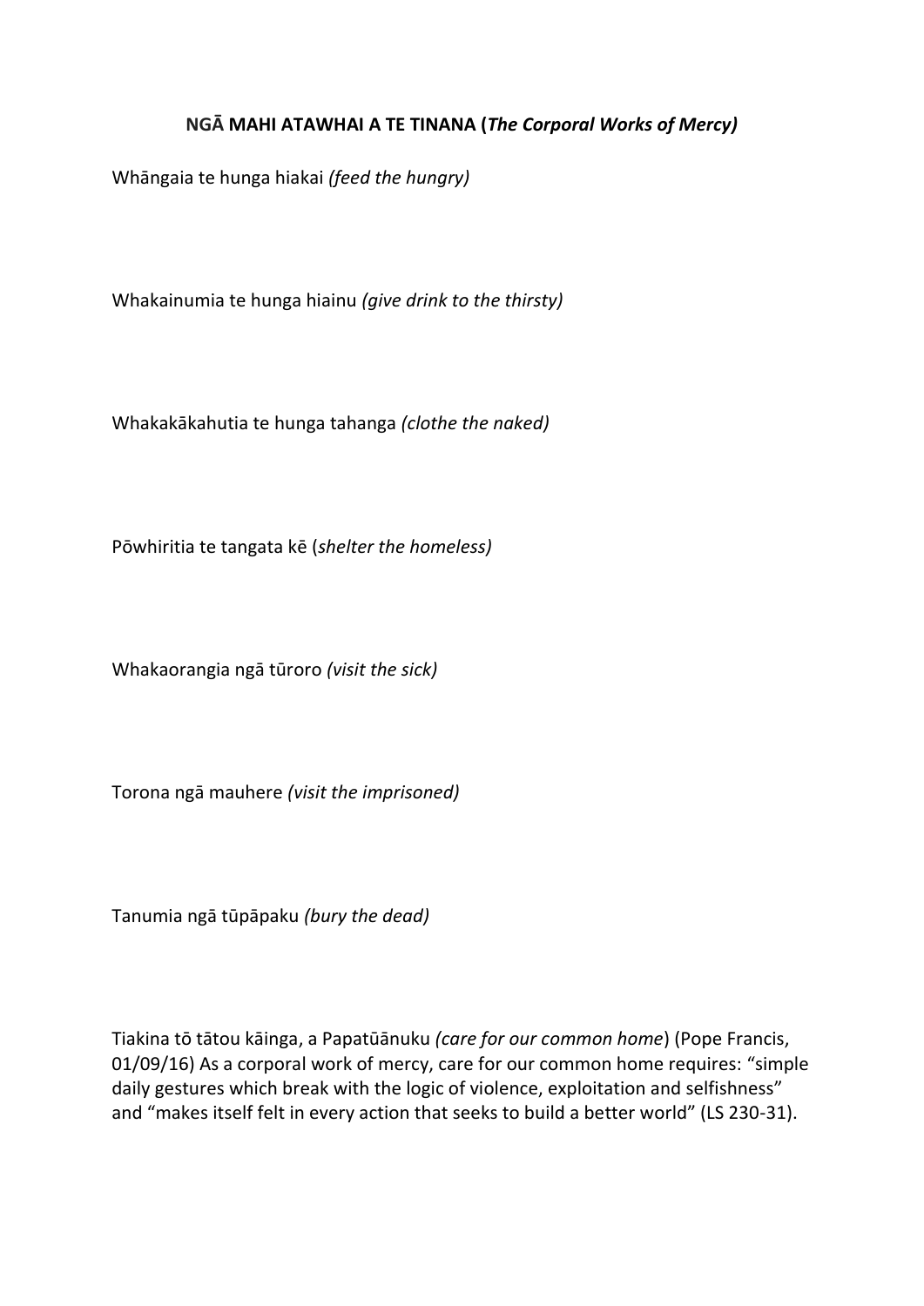**NGĀ MAHI ATAWHAI A TE TINANA (*The Corporal Works of Mercy)***

Whāngaia te hunga hiakai *(feed the hungry)*

Whakainumia te hunga hiainu *(give drink to the thirsty)*

Whakakākahutia te hunga tahanga *(clothe the naked)*

Pōwhiritia te tangata kē (*shelter the homeless)*

Whakaorangia ngā tūroro *(visit the sick)*

Torona ngā mauhere *(visit the imprisoned)*

Tanumia ngā tūpāpaku *(bury the dead)*

Tiakina tō tātou kāinga, a Papatūānuku *(care for our common home*) (Pope Francis, 01/09/16) As a corporal work of mercy, care for our common home requires: "simple daily gestures which break with the logic of violence, exploitation and selfishness" and "makes itself felt in every action that seeks to build a better world" (LS 230-31).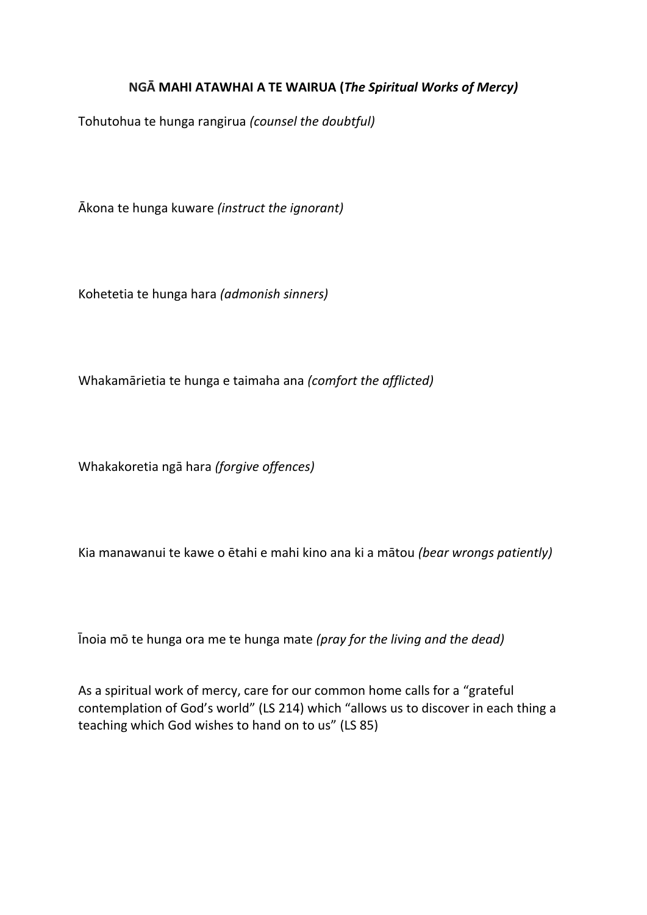**NGĀ MAHI ATAWHAI A TE WAIRUA (*The Spiritual Works of Mercy)***

Tohutohua te hunga rangirua *(counsel the doubtful)*

Ākona te hunga kuware *(instruct the ignorant)*

Kohetetia te hunga hara *(admonish sinners)*

Whakamārietia te hunga e taimaha ana *(comfort the afflicted)*

Whakakoretia ngā hara *(forgive offences)*

Kia manawanui te kawe o ētahi e mahi kino ana ki a mātou *(bear wrongs patiently)*

Īnoia mō te hunga ora me te hunga mate *(pray for the living and the dead)*

As a spiritual work of mercy, care for our common home calls for a "grateful contemplation of God's world" (LS 214) which "allows us to discover in each thing a teaching which God wishes to hand on to us" (LS 85)